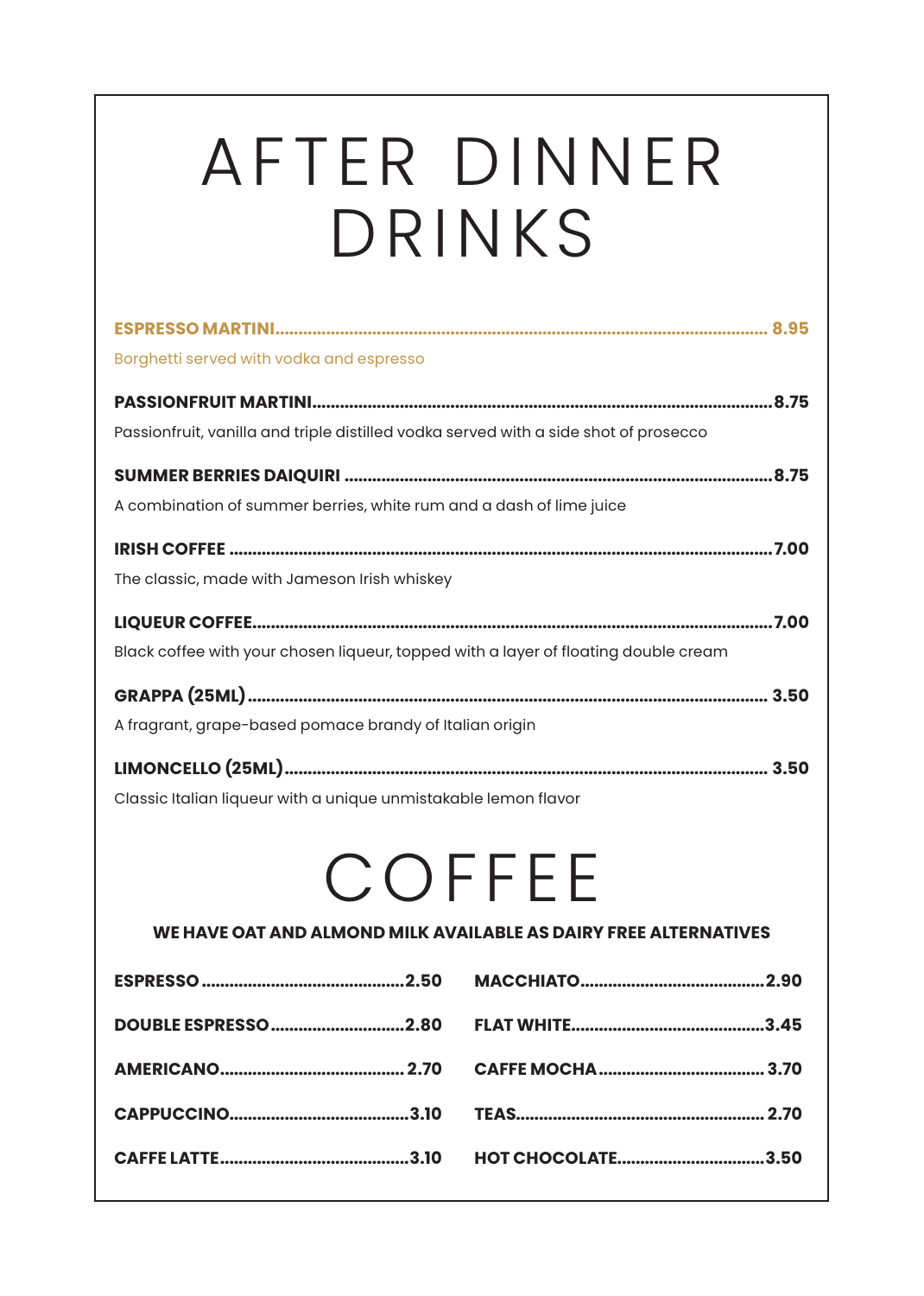# AFTER DINNER DRINKS

**ESPRESSO MARTINI** ........ **8.95**
Borghetti served with vodka and espresso

**PASSIONFRUIT MARTINI** ........ **8.75**
Passionfruit, vanilla and triple distilled vodka served with a side shot of prosecco

**SUMMER BERRIES DAIQUIRI** ........ **8.75**
A combination of summer berries, white rum and a dash of lime juice

**IRISH COFFEE** ........ **7.00**
The classic, made with Jameson Irish whiskey

**LIQUEUR COFFEE** ........ **7.00**
Black coffee with your chosen liqueur, topped with a layer of floating double cream

**GRAPPA (25ML)** ........ **3.50**
A fragrant, grape-based pomace brandy of Italian origin

**LIMONCELLO (25ML)** ........ **3.50**
Classic Italian liqueur with a unique unmistakable lemon flavor

# COFFEE

**WE HAVE OAT AND ALMOND MILK AVAILABLE AS DAIRY FREE ALTERNATIVES**

**ESPRESSO** ........ **2.50**

**DOUBLE ESPRESSO** ........ **2.80**

**AMERICANO** ........ **2.70**

**CAPPUCCINO** ........ **3.10**

**CAFFE LATTE** ........ **3.10**

**MACCHIATO** ........ **2.90**

**FLAT WHITE** ........ **3.45**

**CAFFE MOCHA** ........ **3.70**

**TEAS** ........ **2.70**

**HOT CHOCOLATE** ........ **3.50**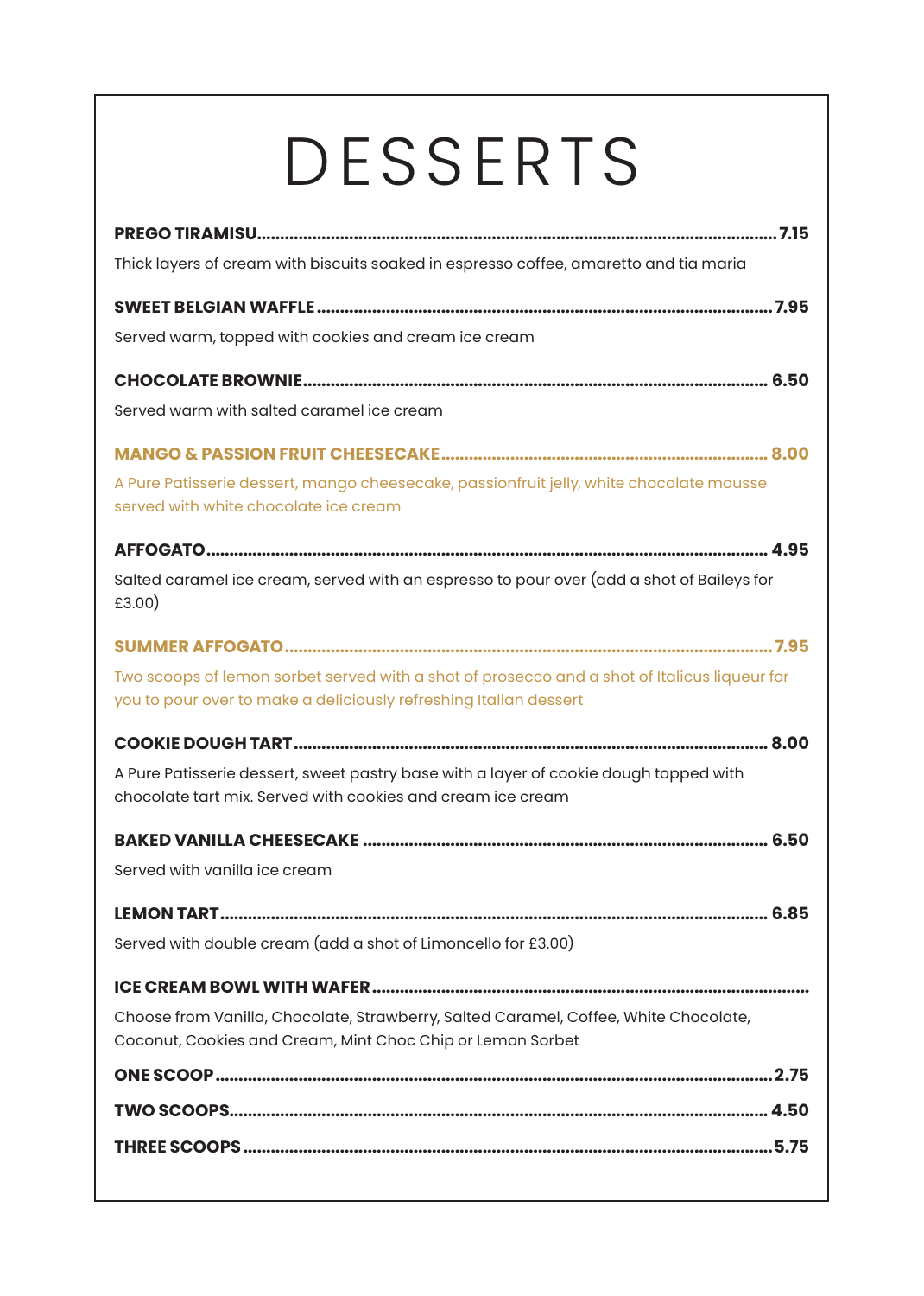# DESSERTS

**PREGO TIRAMISU** ........ **7.15**

Thick layers of cream with biscuits soaked in espresso coffee, amaretto and tia maria

**SWEET BELGIAN WAFFLE** ........ **7.95**

Served warm, topped with cookies and cream ice cream

**CHOCOLATE BROWNIE** ........ **6.50**

Served warm with salted caramel ice cream

**MANGO & PASSION FRUIT CHEESECAKE** ........ **8.00**

A Pure Patisserie dessert, mango cheesecake, passionfruit jelly, white chocolate mousse served with white chocolate ice cream

**AFFOGATO** ........ **4.95**

Salted caramel ice cream, served with an espresso to pour over (add a shot of Baileys for £3.00)

**SUMMER AFFOGATO** ........ **7.95**

Two scoops of lemon sorbet served with a shot of prosecco and a shot of Italicus liqueur for you to pour over to make a deliciously refreshing Italian dessert

**COOKIE DOUGH TART** ........ **8.00**

A Pure Patisserie dessert, sweet pastry base with a layer of cookie dough topped with chocolate tart mix. Served with cookies and cream ice cream

**BAKED VANILLA CHEESECAKE** ........ **6.50**

Served with vanilla ice cream

**LEMON TART** ........ **6.85**

Served with double cream (add a shot of Limoncello for £3.00)

**ICE CREAM BOWL WITH WAFER** ........

Choose from Vanilla, Chocolate, Strawberry, Salted Caramel, Coffee, White Chocolate, Coconut, Cookies and Cream, Mint Choc Chip or Lemon Sorbet

**ONE SCOOP** ........ **2.75**

**TWO SCOOPS** ........ **4.50**

**THREE SCOOPS** ........ **5.75**